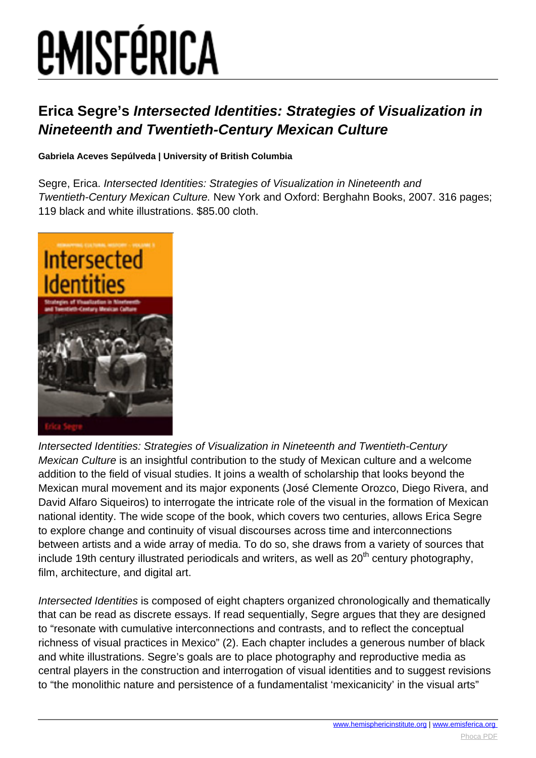# Erica Segre's *Intersected Identities: Strategies of Visualization in Nineteenth and Twentieth-Century Mexican Culture*

**Gabriela Aceves Sepúlveda | University of British Columbia**

Segre, Erica. *Intersected Identities: Strategies of Visualization in Nineteenth and Twentieth-Century Mexican Culture.* New York and Oxford: Berghahn Books, 2007. 316 pages; 119 black and white illustrations. $85.00 cloth.

*Intersected Identities: Strategies of Visualization in Nineteenth and Twentieth-Century Mexican Culture* is an insightful contribution to the study of Mexican culture and a welcome addition to the field of visual studies. It joins a wealth of scholarship that looks beyond the Mexican mural movement and its major exponents (José Clemente Orozco, Diego Rivera, and David Alfaro Siqueiros) to interrogate the intricate role of the visual in the formation of Mexican national identity. The wide scope of the book, which covers two centuries, allows Erica Segre to explore change and continuity of visual discourses across time and interconnections between artists and a wide array of media. To do so, she draws from a variety of sources that include 19th century illustrated periodicals and writers, as well as 20$^{th}$ century photography, film, architecture, and digital art.

*Intersected Identities* is composed of eight chapters organized chronologically and thematically that can be read as discrete essays. If read sequentially, Segre argues that they are designed to "resonate with cumulative interconnections and contrasts, and to reflect the conceptual richness of visual practices in Mexico" (2). Each chapter includes a generous number of black and white illustrations. Segre's goals are to place photography and reproductive media as central players in the construction and interrogation of visual identities and to suggest revisions to "the monolithic nature and persistence of a fundamentalist 'mexicanicity' in the visual arts"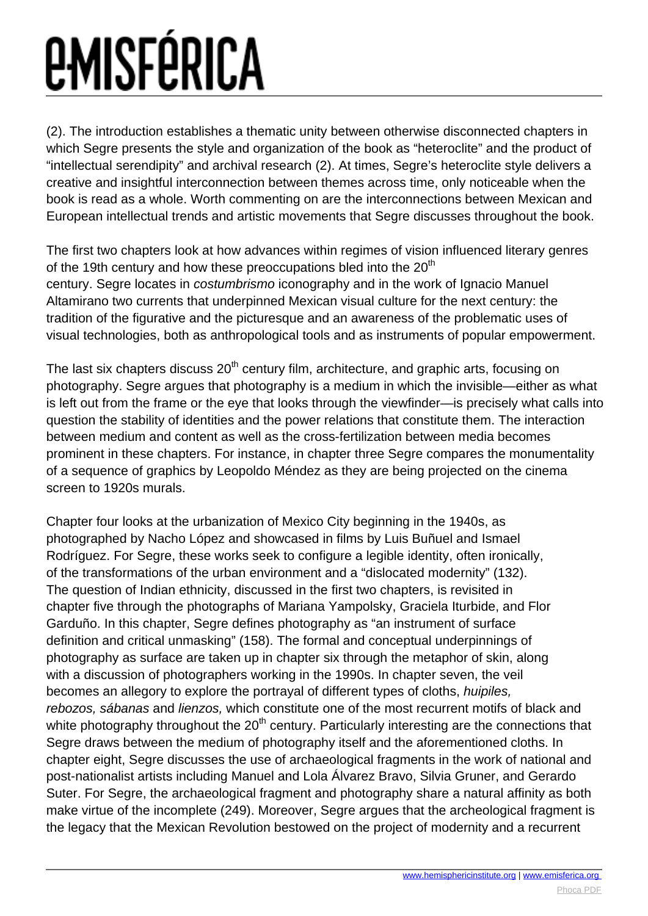(2). The introduction establishes a thematic unity between otherwise disconnected chapters in which Segre presents the style and organization of the book as "heteroclite" and the product of "intellectual serendipity" and archival research (2). At times, Segre's heteroclite style delivers a creative and insightful interconnection between themes across time, only noticeable when the book is read as a whole. Worth commenting on are the interconnections between Mexican and European intellectual trends and artistic movements that Segre discusses throughout the book.

The first two chapters look at how advances within regimes of vision influenced literary genres of the 19th century and how these preoccupations bled into the 20th century. Segre locates in *costumbrismo* iconography and in the work of Ignacio Manuel Altamirano two currents that underpinned Mexican visual culture for the next century: the tradition of the figurative and the picturesque and an awareness of the problematic uses of visual technologies, both as anthropological tools and as instruments of popular empowerment.

The last six chapters discuss 20th century film, architecture, and graphic arts, focusing on photography. Segre argues that photography is a medium in which the invisible—either as what is left out from the frame or the eye that looks through the viewfinder—is precisely what calls into question the stability of identities and the power relations that constitute them. The interaction between medium and content as well as the cross-fertilization between media becomes prominent in these chapters. For instance, in chapter three Segre compares the monumentality of a sequence of graphics by Leopoldo Méndez as they are being projected on the cinema screen to 1920s murals.

Chapter four looks at the urbanization of Mexico City beginning in the 1940s, as photographed by Nacho López and showcased in films by Luis Buñuel and Ismael Rodríguez. For Segre, these works seek to configure a legible identity, often ironically, of the transformations of the urban environment and a "dislocated modernity" (132). The question of Indian ethnicity, discussed in the first two chapters, is revisited in chapter five through the photographs of Mariana Yampolsky, Graciela Iturbide, and Flor Garduño. In this chapter, Segre defines photography as "an instrument of surface definition and critical unmasking" (158). The formal and conceptual underpinnings of photography as surface are taken up in chapter six through the metaphor of skin, along with a discussion of photographers working in the 1990s. In chapter seven, the veil becomes an allegory to explore the portrayal of different types of cloths, *huipiles, rebozos, sábanas* and *lienzos,* which constitute one of the most recurrent motifs of black and white photography throughout the 20th century. Particularly interesting are the connections that Segre draws between the medium of photography itself and the aforementioned cloths. In chapter eight, Segre discusses the use of archaeological fragments in the work of national and post-nationalist artists including Manuel and Lola Álvarez Bravo, Silvia Gruner, and Gerardo Suter. For Segre, the archaeological fragment and photography share a natural affinity as both make virtue of the incomplete (249). Moreover, Segre argues that the archeological fragment is the legacy that the Mexican Revolution bestowed on the project of modernity and a recurrent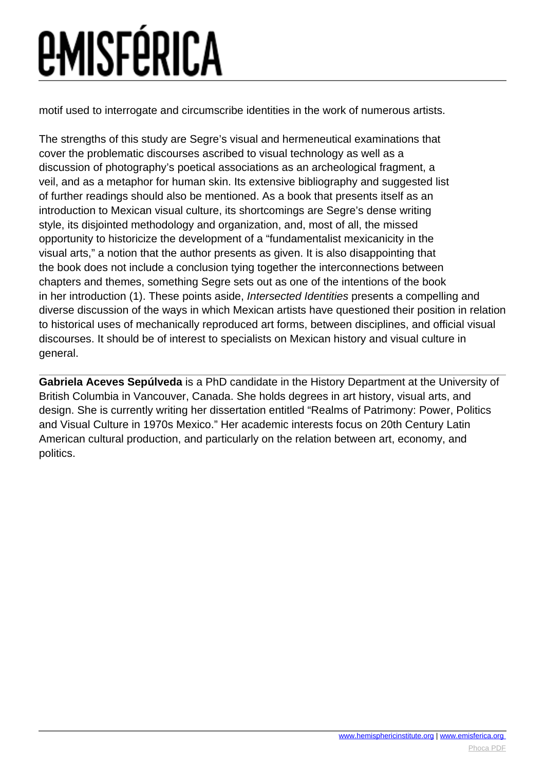motif used to interrogate and circumscribe identities in the work of numerous artists.

The strengths of this study are Segre's visual and hermeneutical examinations that cover the problematic discourses ascribed to visual technology as well as a discussion of photography's poetical associations as an archeological fragment, a veil, and as a metaphor for human skin. Its extensive bibliography and suggested list of further readings should also be mentioned. As a book that presents itself as an introduction to Mexican visual culture, its shortcomings are Segre's dense writing style, its disjointed methodology and organization, and, most of all, the missed opportunity to historicize the development of a "fundamentalist mexicanicity in the visual arts," a notion that the author presents as given. It is also disappointing that the book does not include a conclusion tying together the interconnections between chapters and themes, something Segre sets out as one of the intentions of the book in her introduction (1). These points aside, *Intersected Identities* presents a compelling and diverse discussion of the ways in which Mexican artists have questioned their position in relation to historical uses of mechanically reproduced art forms, between disciplines, and official visual discourses. It should be of interest to specialists on Mexican history and visual culture in general.

---

**Gabriela Aceves Sepúlveda** is a PhD candidate in the History Department at the University of British Columbia in Vancouver, Canada. She holds degrees in art history, visual arts, and design. She is currently writing her dissertation entitled "Realms of Patrimony: Power, Politics and Visual Culture in 1970s Mexico." Her academic interests focus on 20th Century Latin American cultural production, and particularly on the relation between art, economy, and politics.